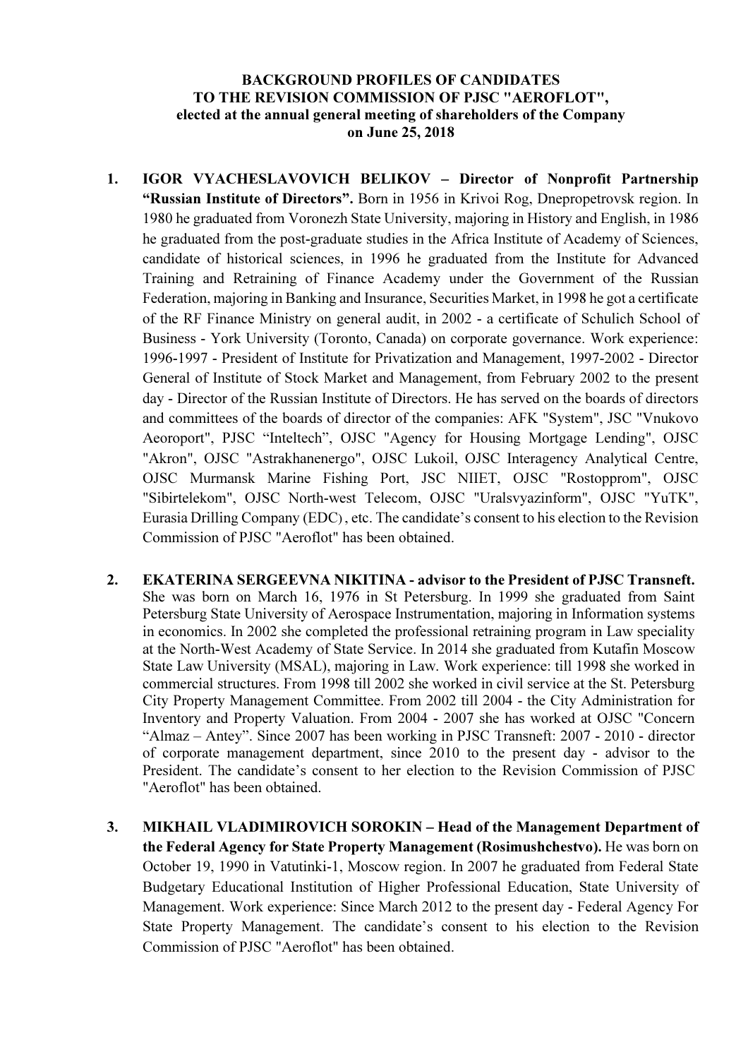**BACKGROUND PROFILES OF CANDIDATES**
**TO THE REVISION COMMISSION OF PJSC "AEROFLOT",**
**elected at the annual general meeting of shareholders of the Company**
**on June 25, 2018**

1. **IGOR VYACHESLAVOVICH BELIKOV – Director of Nonprofit Partnership "Russian Institute of Directors".** Born in 1956 in Krivoi Rog, Dnepropetrovsk region. In 1980 he graduated from Voronezh State University, majoring in History and English, in 1986 he graduated from the post-graduate studies in the Africa Institute of Academy of Sciences, candidate of historical sciences, in 1996 he graduated from the Institute for Advanced Training and Retraining of Finance Academy under the Government of the Russian Federation, majoring in Banking and Insurance, Securities Market, in 1998 he got a certificate of the RF Finance Ministry on general audit, in 2002 - a certificate of Schulich School of Business - York University (Toronto, Canada) on corporate governance. Work experience: 1996-1997 - President of Institute for Privatization and Management, 1997-2002 - Director General of Institute of Stock Market and Management, from February 2002 to the present day - Director of the Russian Institute of Directors. He has served on the boards of directors and committees of the boards of director of the companies: AFK "System", JSC "Vnukovo Aeoroport", PJSC "Inteltech", OJSC "Agency for Housing Mortgage Lending", OJSC "Akron", OJSC "Astrakhanenergo", OJSC Lukoil, OJSC Interagency Analytical Centre, OJSC Murmansk Marine Fishing Port, JSC NIIET, OJSC "Rostopprom", OJSC "Sibirtelekom", OJSC North-west Telecom, OJSC "Uralsvyazinform", OJSC "YuTK", Eurasia Drilling Company (EDC) , etc. The candidate's consent to his election to the Revision Commission of PJSC "Aeroflot" has been obtained.

2. **EKATERINA SERGEEVNA NIKITINA - advisor to the President of PJSC Transneft.** She was born on March 16, 1976 in St Petersburg. In 1999 she graduated from Saint Petersburg State University of Aerospace Instrumentation, majoring in Information systems in economics. In 2002 she completed the professional retraining program in Law speciality at the North-West Academy of State Service. In 2014 she graduated from Kutafin Moscow State Law University (MSAL), majoring in Law. Work experience: till 1998 she worked in commercial structures. From 1998 till 2002 she worked in civil service at the St. Petersburg City Property Management Committee. From 2002 till 2004 - the City Administration for Inventory and Property Valuation. From 2004 - 2007 she has worked at OJSC "Concern "Almaz – Antey". Since 2007 has been working in PJSC Transneft: 2007 - 2010 - director of corporate management department, since 2010 to the present day - advisor to the President. The candidate's consent to her election to the Revision Commission of PJSC "Aeroflot" has been obtained.

3. **MIKHAIL VLADIMIROVICH SOROKIN – Head of the Management Department of the Federal Agency for State Property Management (Rosimushchestvo).** He was born on October 19, 1990 in Vatutinki-1, Moscow region. In 2007 he graduated from Federal State Budgetary Educational Institution of Higher Professional Education, State University of Management. Work experience: Since March 2012 to the present day - Federal Agency For State Property Management. The candidate's consent to his election to the Revision Commission of PJSC "Aeroflot" has been obtained.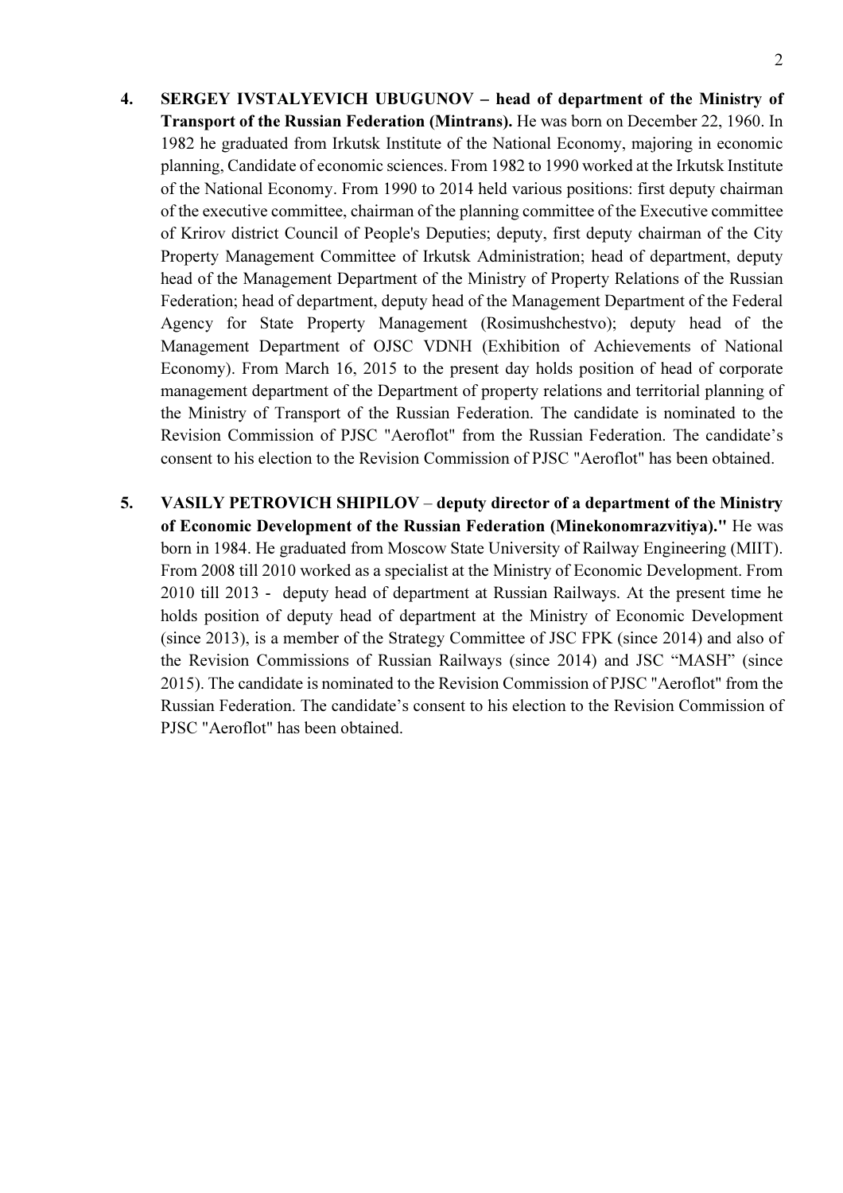4. **SERGEY IVSTALYEVICH UBUGUNOV – head of department of the Ministry of Transport of the Russian Federation (Mintrans).** He was born on December 22, 1960. In 1982 he graduated from Irkutsk Institute of the National Economy, majoring in economic planning, Candidate of economic sciences. From 1982 to 1990 worked at the Irkutsk Institute of the National Economy. From 1990 to 2014 held various positions: first deputy chairman of the executive committee, chairman of the planning committee of the Executive committee of Krirov district Council of People's Deputies; deputy, first deputy chairman of the City Property Management Committee of Irkutsk Administration; head of department, deputy head of the Management Department of the Ministry of Property Relations of the Russian Federation; head of department, deputy head of the Management Department of the Federal Agency for State Property Management (Rosimushchestvo); deputy head of the Management Department of OJSC VDNH (Exhibition of Achievements of National Economy). From March 16, 2015 to the present day holds position of head of corporate management department of the Department of property relations and territorial planning of the Ministry of Transport of the Russian Federation. The candidate is nominated to the Revision Commission of PJSC "Aeroflot" from the Russian Federation. The candidate's consent to his election to the Revision Commission of PJSC "Aeroflot" has been obtained.

5. **VASILY PETROVICH SHIPILOV** – **deputy director of a department of the Ministry of Economic Development of the Russian Federation (Minekonomrazvitiya)."** He was born in 1984. He graduated from Moscow State University of Railway Engineering (MIIT). From 2008 till 2010 worked as a specialist at the Ministry of Economic Development. From 2010 till 2013 - deputy head of department at Russian Railways. At the present time he holds position of deputy head of department at the Ministry of Economic Development (since 2013), is a member of the Strategy Committee of JSC FPK (since 2014) and also of the Revision Commissions of Russian Railways (since 2014) and JSC "MASH" (since 2015). The candidate is nominated to the Revision Commission of PJSC "Aeroflot" from the Russian Federation. The candidate's consent to his election to the Revision Commission of PJSC "Aeroflot" has been obtained.